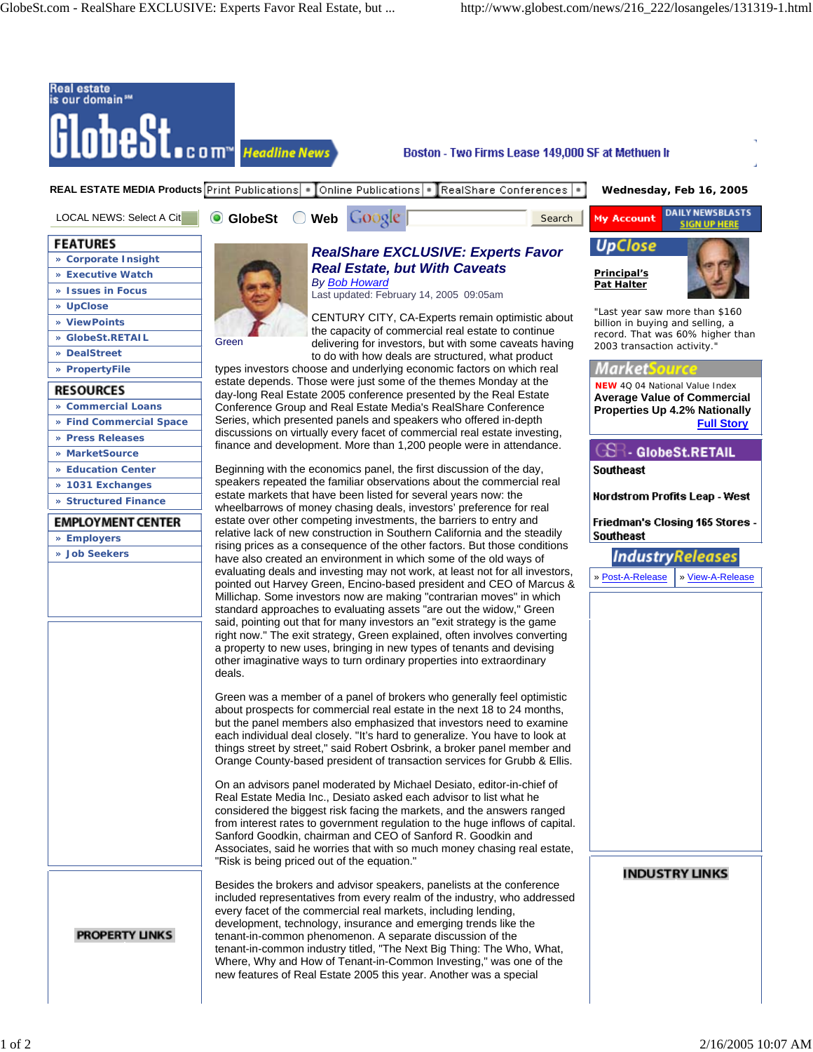# RealShare EXCLUSIVE: Experts Favor Real Estate, but With Caveats

By Bob Howard

Last updated: February 14, 2005 09:05am

Green

CENTURY CITY, CA-Experts remain optimistic about the capacity of commercial real estate to continue delivering for investors, but with some caveats having to do with how deals are structured, what product types investors choose and underlying economic factors on which real estate depends. Those were just some of the themes Monday at the day-long Real Estate 2005 conference presented by the Real Estate Conference Group and Real Estate Media's RealShare Conference Series, which presented panels and speakers who offered in-depth discussions on virtually every facet of commercial real estate investing, finance and development. More than 1,200 people were in attendance.

Beginning with the economics panel, the first discussion of the day, speakers repeated the familiar observations about the commercial real estate markets that have been listed for several years now: the wheelbarrows of money chasing deals, investors' preference for real estate over other competing investments, the barriers to entry and relative lack of new construction in Southern California and the steadily rising prices as a consequence of the other factors. But those conditions have also created an environment in which some of the old ways of evaluating deals and investing may not work, at least not for all investors, pointed out Harvey Green, Encino-based president and CEO of Marcus & Millichap. Some investors now are making "contrarian moves" in which standard approaches to evaluating assets "are out the widow," Green said, pointing out that for many investors an "exit strategy is the game right now." The exit strategy, Green explained, often involves converting a property to new uses, bringing in new types of tenants and devising other imaginative ways to turn ordinary properties into extraordinary deals.

Green was a member of a panel of brokers who generally feel optimistic about prospects for commercial real estate in the next 18 to 24 months, but the panel members also emphasized that investors need to examine each individual deal closely. "It's hard to generalize. You have to look at things street by street," said Robert Osbrink, a broker panel member and Orange County-based president of transaction services for Grubb & Ellis.

On an advisors panel moderated by Michael Desiato, editor-in-chief of Real Estate Media Inc., Desiato asked each advisor to list what he considered the biggest risk facing the markets, and the answers ranged from interest rates to government regulation to the huge inflows of capital. Sanford Goodkin, chairman and CEO of Sanford R. Goodkin and Associates, said he worries that with so much money chasing real estate, "Risk is being priced out of the equation."

Besides the brokers and advisor speakers, panelists at the conference included representatives from every realm of the industry, who addressed every facet of the commercial real markets, including lending, development, technology, insurance and emerging trends like the tenant-in-common phenomenon. A separate discussion of the tenant-in-common industry titled, "The Next Big Thing: The Who, What, Where, Why and How of Tenant-in-Common Investing," was one of the new features of Real Estate 2005 this year. Another was a special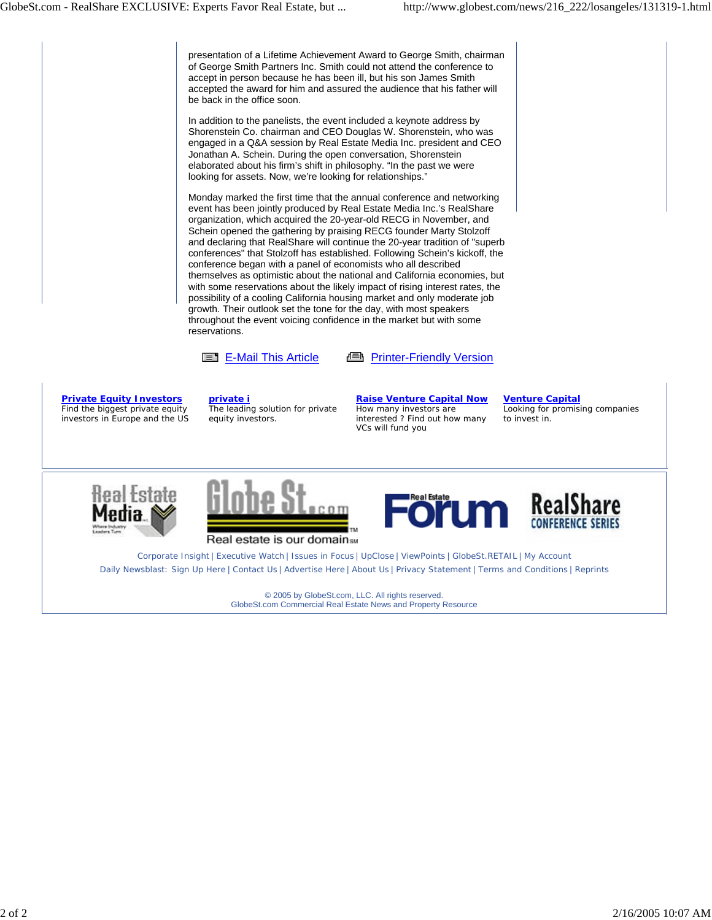presentation of a Lifetime Achievement Award to George Smith, chairman of George Smith Partners Inc. Smith could not attend the conference to accept in person because he has been ill, but his son James Smith accepted the award for him and assured the audience that his father will be back in the office soon.

In addition to the panelists, the event included a keynote address by Shorenstein Co. chairman and CEO Douglas W. Shorenstein, who was engaged in a Q&A session by Real Estate Media Inc. president and CEO Jonathan A. Schein. During the open conversation, Shorenstein elaborated about his firm's shift in philosophy. "In the past we were looking for assets. Now, we're looking for relationships."

Monday marked the first time that the annual conference and networking event has been jointly produced by Real Estate Media Inc.'s RealShare organization, which acquired the 20-year-old RECG in November, and Schein opened the gathering by praising RECG founder Marty Stolzoff and declaring that RealShare will continue the 20-year tradition of "superb conferences" that Stolzoff has established. Following Schein's kickoff, the conference began with a panel of economists who all described themselves as optimistic about the national and California economies, but with some reservations about the likely impact of rising interest rates, the possibility of a cooling California housing market and only moderate job growth. Their outlook set the tone for the day, with most speakers throughout the event voicing confidence in the market but with some reservations.

E-Mail This Article | Printer-Friendly Version

**Private Equity Investors**
Find the biggest private equity investors in Europe and the US

**private i**
The leading solution for private equity investors.

**Raise Venture Capital Now**
How many investors are interested ? Find out how many VCs will fund you

**Venture Capital**
Looking for promising companies to invest in.

Real Estate Media | GlobeSt.com — Real estate is our domain℠ | Real Estate Forum | RealShare Conference Series

Corporate Insight | Executive Watch | Issues in Focus | UpClose | ViewPoints | GlobeSt.RETAIL | My Account
Daily Newsblast: Sign Up Here | Contact Us | Advertise Here | About Us | Privacy Statement | Terms and Conditions | Reprints

© 2005 by GlobeSt.com, LLC. All rights reserved.
GlobeSt.com Commercial Real Estate News and Property Resource